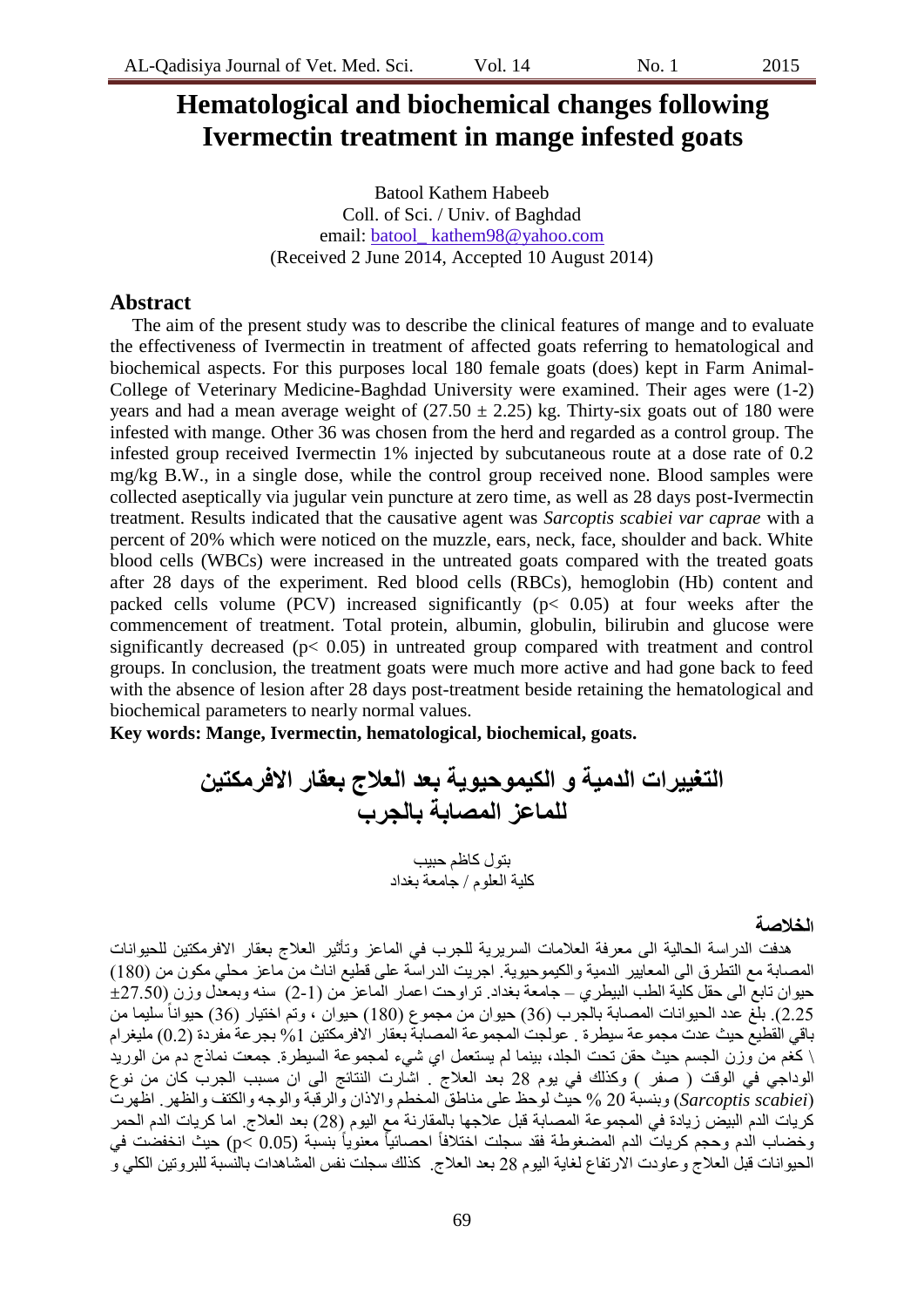# Hematological and biochemical changes following Ivermectin treatment in mange infested goats

Batool Kathem Habeeb
Coll. of Sci. / Univ. of Baghdad
email: batool_ kathem98@yahoo.com
(Received 2 June 2014, Accepted 10 August 2014)

## Abstract

The aim of the present study was to describe the clinical features of mange and to evaluate the effectiveness of Ivermectin in treatment of affected goats referring to hematological and biochemical aspects. For this purposes local 180 female goats (does) kept in Farm Animal-College of Veterinary Medicine-Baghdad University were examined. Their ages were (1-2) years and had a mean average weight of (27.50 ± 2.25) kg. Thirty-six goats out of 180 were infested with mange. Other 36 was chosen from the herd and regarded as a control group. The infested group received Ivermectin 1% injected by subcutaneous route at a dose rate of 0.2 mg/kg B.W., in a single dose, while the control group received none. Blood samples were collected aseptically via jugular vein puncture at zero time, as well as 28 days post-Ivermectin treatment. Results indicated that the causative agent was *Sarcoptis scabiei var caprae* with a percent of 20% which were noticed on the muzzle, ears, neck, face, shoulder and back. White blood cells (WBCs) were increased in the untreated goats compared with the treated goats after 28 days of the experiment. Red blood cells (RBCs), hemoglobin (Hb) content and packed cells volume (PCV) increased significantly ($p < 0.05$) at four weeks after the commencement of treatment. Total protein, albumin, globulin, bilirubin and glucose were significantly decreased ($p < 0.05$) in untreated group compared with treatment and control groups. In conclusion, the treatment goats were much more active and had gone back to feed with the absence of lesion after 28 days post-treatment beside retaining the hematological and biochemical parameters to nearly normal values.

**Key words: Mange, Ivermectin, hematological, biochemical, goats.**

# التغييرات الدمية و الكيموحيوية بعد العلاج بعقار الافرمكتين للماعز المصابة بالجرب

بتول كاظم حبيب
كلية العلوم / جامعة بغداد

## الخلاصة

هدفت الدراسة الحالية الى معرفة العلامات السريرية للجرب في الماعز وتأثير العلاج بعقار الافرمكتين للحيوانات المصابة مع التطرق الى المعايير الدمية والكيموحيوية. اجريت الدراسة على قطيع اناث من ماعز محلي مكون من (180) حيوان تابع الى حقل كلية الطب البيطري – جامعة بغداد. تراوحت اعمار الماعز من (1-2) سنه وبمعدل وزن (27.50± 2.25). بلغ عدد الحيوانات المصابة بالجرب (36) حيوان من مجموع (180) حيوان ، وتم اختيار (36) حيواناً سليما من باقي القطيع حيث عدت مجموعة سيطرة . عولجت المجموعة المصابة بعقار الافرمكتين 1% بجرعة مفردة (0.2) مليغرام \ كغم من وزن الجسم حيث حقن تحت الجلد، بينما لم يستعمل اي شيء لمجموعة السيطرة. جمعت نماذج دم من الوريد الوداجي في الوقت ( صفر ) وكذلك في يوم 28 بعد العلاج . اشارت النتائج الى ان مسبب الجرب كان من نوع (*Sarcoptis scabiei*) وبنسبة 20 % حيث لوحظ على مناطق المخطم والاذان والرقبة والوجه والكتف والظهر. اظهرت كريات الدم البيض زيادة في المجموعة المصابة قبل علاجها بالمقارنة مع اليوم (28) بعد العلاج. اما كريات الدم الحمر وخضاب الدم وحجم كريات الدم المضغوطة فقد سجلت اختلافاً احصائياً معنوياً بنسبة ($p < 0.05$) حيث انخفضت في الحيوانات قبل العلاج وعاودت الارتفاع لغاية اليوم 28 بعد العلاج. كذلك سجلت نفس المشاهدات بالنسبة للبروتين الكلي و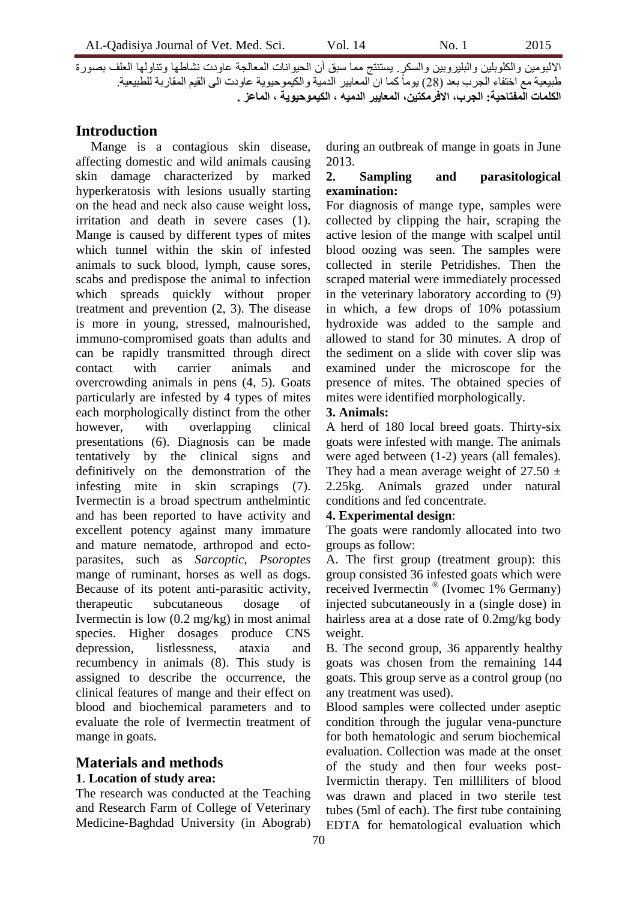الالبومين والكلوبلين والبليروبين والسكر. يستنتج مما سبق أن الحيوانات المعالجة عاودت نشاطها وتناولها العلف بصورة طبيعية مع اختفاء الجرب بعد (28) يوماً كما ان المعايير الدمية والكيموحيوية عاودت الى القيم المقاربة للطبيعية.

**الكلمات المفتاحية: الجرب، الافرمكتين، المعايير الدميه ، الكيموحيوية ، الماعز .**

## Introduction

Mange is a contagious skin disease, affecting domestic and wild animals causing skin damage characterized by marked hyperkeratosis with lesions usually starting on the head and neck also cause weight loss, irritation and death in severe cases (1). Mange is caused by different types of mites which tunnel within the skin of infested animals to suck blood, lymph, cause sores, scabs and predispose the animal to infection which spreads quickly without proper treatment and prevention (2, 3). The disease is more in young, stressed, malnourished, immuno-compromised goats than adults and can be rapidly transmitted through direct contact with carrier animals and overcrowding animals in pens (4, 5). Goats particularly are infested by 4 types of mites each morphologically distinct from the other however, with overlapping clinical presentations (6). Diagnosis can be made tentatively by the clinical signs and definitively on the demonstration of the infesting mite in skin scrapings (7). Ivermectin is a broad spectrum anthelmintic and has been reported to have activity and excellent potency against many immature and mature nematode, arthropod and ecto-parasites, such as *Sarcoptic, Psoroptes* mange of ruminant, horses as well as dogs. Because of its potent anti-parasitic activity, therapeutic subcutaneous dosage of Ivermectin is low (0.2 mg/kg) in most animal species. Higher dosages produce CNS depression, listlessness, ataxia and recumbency in animals (8). This study is assigned to describe the occurrence, the clinical features of mange and their effect on blood and biochemical parameters and to evaluate the role of Ivermectin treatment of mange in goats.

## Materials and methods

**1**. **Location of study area:**

The research was conducted at the Teaching and Research Farm of College of Veterinary Medicine-Baghdad University (in Abograb) during an outbreak of mange in goats in June 2013.

**2. Sampling and parasitological examination:**

For diagnosis of mange type, samples were collected by clipping the hair, scraping the active lesion of the mange with scalpel until blood oozing was seen. The samples were collected in sterile Petridishes. Then the scraped material were immediately processed in the veterinary laboratory according to (9) in which, a few drops of 10% potassium hydroxide was added to the sample and allowed to stand for 30 minutes. A drop of the sediment on a slide with cover slip was examined under the microscope for the presence of mites. The obtained species of mites were identified morphologically.

**3. Animals:**

A herd of 180 local breed goats. Thirty-six goats were infested with mange. The animals were aged between (1-2) years (all females). They had a mean average weight of $27.50 \pm 2.25$kg. Animals grazed under natural conditions and fed concentrate.

**4. Experimental design**:

The goats were randomly allocated into two groups as follow:

A. The first group (treatment group): this group consisted 36 infested goats which were received Ivermectin ® (Ivomec 1% Germany) injected subcutaneously in a (single dose) in hairless area at a dose rate of 0.2mg/kg body weight.

B. The second group, 36 apparently healthy goats was chosen from the remaining 144 goats. This group serve as a control group (no any treatment was used).

Blood samples were collected under aseptic condition through the jugular vena-puncture for both hematologic and serum biochemical evaluation. Collection was made at the onset of the study and then four weeks post-Ivermictin therapy. Ten milliliters of blood was drawn and placed in two sterile test tubes (5ml of each). The first tube containing EDTA for hematological evaluation which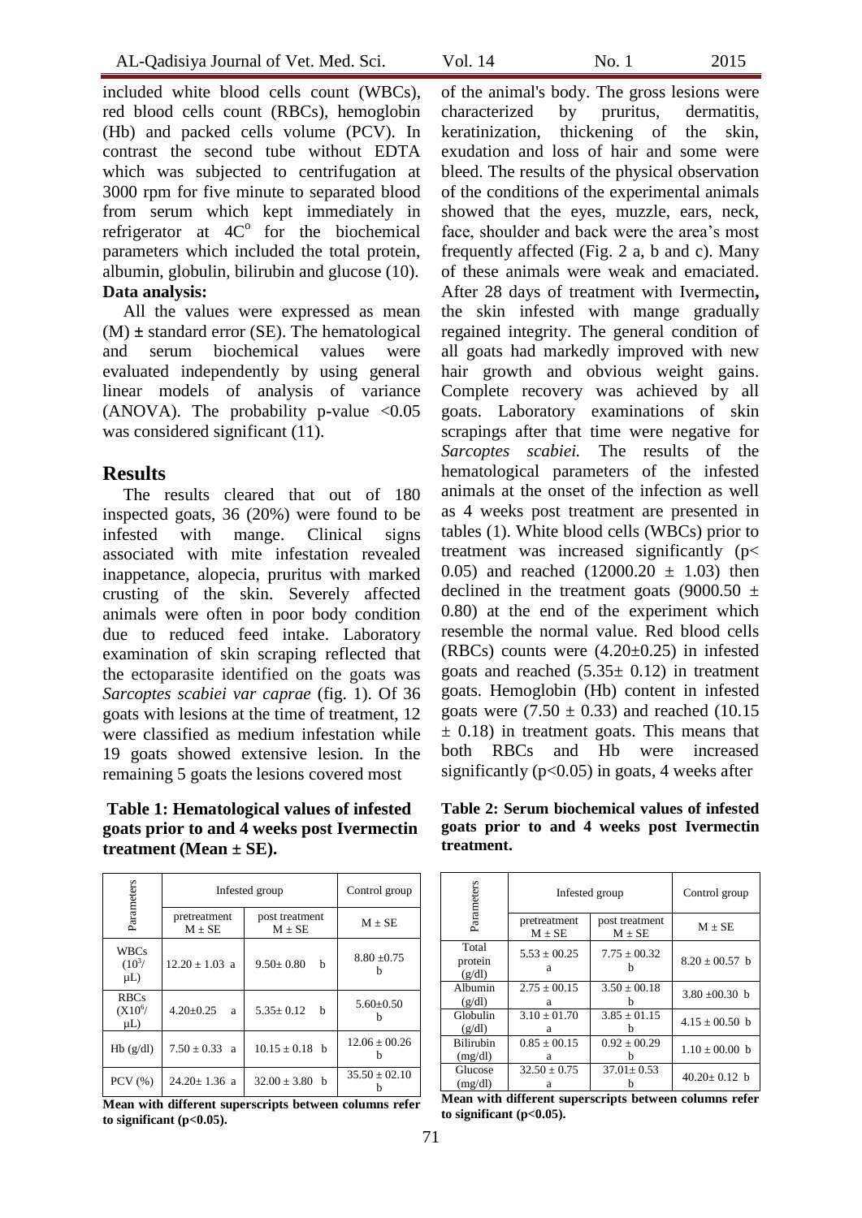included white blood cells count (WBCs), red blood cells count (RBCs), hemoglobin (Hb) and packed cells volume (PCV). In contrast the second tube without EDTA which was subjected to centrifugation at 3000 rpm for five minute to separated blood from serum which kept immediately in refrigerator at $4C^o$ for the biochemical parameters which included the total protein, albumin, globulin, bilirubin and glucose (10).

**Data analysis:**

All the values were expressed as mean (M) **±** standard error (SE). The hematological and serum biochemical values were evaluated independently by using general linear models of analysis of variance (ANOVA). The probability p-value <0.05 was considered significant (11).

## Results

The results cleared that out of 180 inspected goats, 36 (20%) were found to be infested with mange. Clinical signs associated with mite infestation revealed inappetance, alopecia, pruritus with marked crusting of the skin. Severely affected animals were often in poor body condition due to reduced feed intake. Laboratory examination of skin scraping reflected that the ectoparasite identified on the goats was *Sarcoptes scabiei var caprae* (fig. 1). Of 36 goats with lesions at the time of treatment, 12 were classified as medium infestation while 19 goats showed extensive lesion. In the remaining 5 goats the lesions covered most of the animal's body. The gross lesions were characterized by pruritus, dermatitis, keratinization, thickening of the skin, exudation and loss of hair and some were bleed. The results of the physical observation of the conditions of the experimental animals showed that the eyes, muzzle, ears, neck, face, shoulder and back were the area's most frequently affected (Fig. 2 a, b and c). Many of these animals were weak and emaciated. After 28 days of treatment with Ivermectin**,** the skin infested with mange gradually regained integrity. The general condition of all goats had markedly improved with new hair growth and obvious weight gains. Complete recovery was achieved by all goats. Laboratory examinations of skin scrapings after that time were negative for *Sarcoptes scabiei.* The results of the hematological parameters of the infested animals at the onset of the infection as well as 4 weeks post treatment are presented in tables (1). White blood cells (WBCs) prior to treatment was increased significantly ($p < 0.05$) and reached (12000.20 ± 1.03) then declined in the treatment goats (9000.50 ± 0.80) at the end of the experiment which resemble the normal value. Red blood cells (RBCs) counts were (4.20±0.25) in infested goats and reached (5.35± 0.12) in treatment goats. Hemoglobin (Hb) content in infested goats were (7.50 ± 0.33) and reached (10.15 ± 0.18) in treatment goats. This means that both RBCs and Hb were increased significantly ($p<0.05$) in goats, 4 weeks after

**Table 1: Hematological values of infested goats prior to and 4 weeks post Ivermectin treatment (Mean ± SE).**

| Parameters | Infested group | | Control group |
|---|---|---|---|
| | pretreatment M ± SE | post treatment M ± SE | M ± SE |
| WBCs ($10^3$/ µL) | 12.20 ± 1.03 a | 9.50± 0.80 b | 8.80 ±0.75 b |
| RBCs ($X10^6$/ µL) | 4.20±0.25 a | 5.35± 0.12 b | 5.60±0.50 b |
| Hb (g/dl) | 7.50 ± 0.33 a | 10.15 ± 0.18 b | 12.06 ± 00.26 b |
| PCV (%) | 24.20± 1.36 a | 32.00 ± 3.80 b | 35.50 ± 02.10 b |

**Mean with different superscripts between columns refer to significant (p<0.05).**

**Table 2: Serum biochemical values of infested goats prior to and 4 weeks post Ivermectin treatment.**

| Parameters | Infested group | | Control group |
|---|---|---|---|
| | pretreatment M ± SE | post treatment M ± SE | M ± SE |
| Total protein (g/dl) | 5.53 ± 00.25 a | 7.75 ± 00.32 b | 8.20 ± 00.57 b |
| Albumin (g/dl) | 2.75 ± 00.15 a | 3.50 ± 00.18 b | 3.80 ±00.30 b |
| Globulin (g/dl) | 3.10 ± 01.70 a | 3.85 ± 01.15 b | 4.15 ± 00.50 b |
| Bilirubin (mg/dl) | 0.85 ± 00.15 a | 0.92 ± 00.29 b | 1.10 ± 00.00 b |
| Glucose (mg/dl) | 32.50 ± 0.75 a | 37.01± 0.53 b | 40.20± 0.12 b |

**Mean with different superscripts between columns refer to significant (p<0.05).**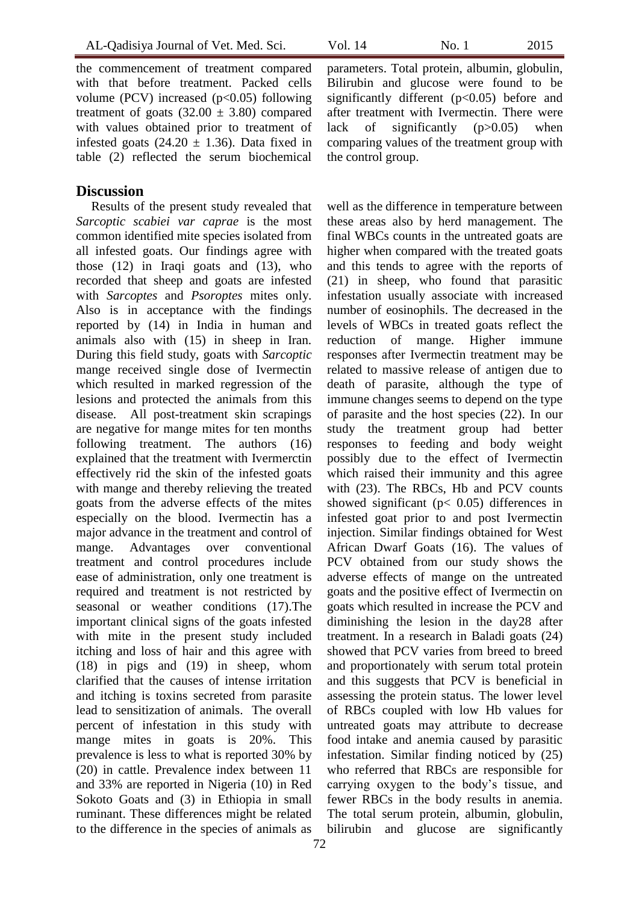the commencement of treatment compared with that before treatment. Packed cells volume (PCV) increased ($p<0.05$) following treatment of goats ($32.00 \pm 3.80$) compared with values obtained prior to treatment of infested goats ($24.20 \pm 1.36$). Data fixed in table (2) reflected the serum biochemical parameters. Total protein, albumin, globulin, Bilirubin and glucose were found to be significantly different ($p<0.05$) before and after treatment with Ivermectin. There were lack of significantly ($p>0.05$) when comparing values of the treatment group with the control group.

## Discussion

Results of the present study revealed that *Sarcoptic scabiei var caprae* is the most common identified mite species isolated from all infested goats. Our findings agree with those (12) in Iraqi goats and (13), who recorded that sheep and goats are infested with *Sarcoptes* and *Psoroptes* mites only. Also is in acceptance with the findings reported by (14) in India in human and animals also with (15) in sheep in Iran. During this field study, goats with *Sarcoptic* mange received single dose of Ivermectin which resulted in marked regression of the lesions and protected the animals from this disease. All post-treatment skin scrapings are negative for mange mites for ten months following treatment. The authors (16) explained that the treatment with Ivermerctin effectively rid the skin of the infested goats with mange and thereby relieving the treated goats from the adverse effects of the mites especially on the blood. Ivermectin has a major advance in the treatment and control of mange. Advantages over conventional treatment and control procedures include ease of administration, only one treatment is required and treatment is not restricted by seasonal or weather conditions (17).The important clinical signs of the goats infested with mite in the present study included itching and loss of hair and this agree with (18) in pigs and (19) in sheep, whom clarified that the causes of intense irritation and itching is toxins secreted from parasite lead to sensitization of animals. The overall percent of infestation in this study with mange mites in goats is 20%. This prevalence is less to what is reported 30% by (20) in cattle. Prevalence index between 11 and 33% are reported in Nigeria (10) in Red Sokoto Goats and (3) in Ethiopia in small ruminant. These differences might be related to the difference in the species of animals as well as the difference in temperature between these areas also by herd management. The final WBCs counts in the untreated goats are higher when compared with the treated goats and this tends to agree with the reports of (21) in sheep, who found that parasitic infestation usually associate with increased number of eosinophils. The decreased in the levels of WBCs in treated goats reflect the reduction of mange. Higher immune responses after Ivermectin treatment may be related to massive release of antigen due to death of parasite, although the type of immune changes seems to depend on the type of parasite and the host species (22). In our study the treatment group had better responses to feeding and body weight possibly due to the effect of Ivermectin which raised their immunity and this agree with (23). The RBCs, Hb and PCV counts showed significant ($p< 0.05$) differences in infested goat prior to and post Ivermectin injection. Similar findings obtained for West African Dwarf Goats (16). The values of PCV obtained from our study shows the adverse effects of mange on the untreated goats and the positive effect of Ivermectin on goats which resulted in increase the PCV and diminishing the lesion in the day28 after treatment. In a research in Baladi goats (24) showed that PCV varies from breed to breed and proportionately with serum total protein and this suggests that PCV is beneficial in assessing the protein status. The lower level of RBCs coupled with low Hb values for untreated goats may attribute to decrease food intake and anemia caused by parasitic infestation. Similar finding noticed by (25) who referred that RBCs are responsible for carrying oxygen to the body's tissue, and fewer RBCs in the body results in anemia. The total serum protein, albumin, globulin, bilirubin and glucose are significantly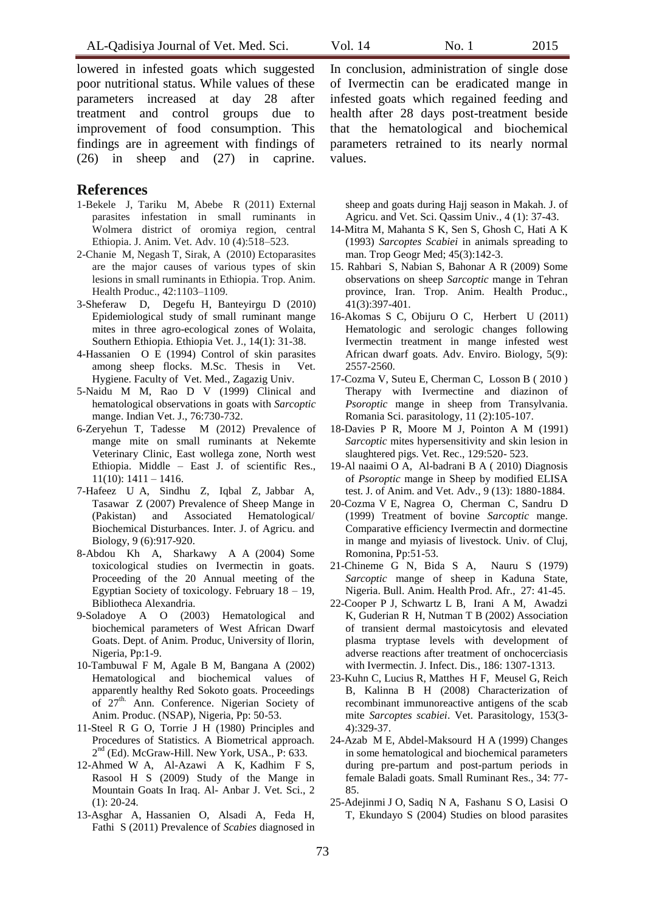lowered in infested goats which suggested poor nutritional status. While values of these parameters increased at day 28 after treatment and control groups due to improvement of food consumption. This findings are in agreement with findings of (26) in sheep and (27) in caprine.

In conclusion, administration of single dose of Ivermectin can be eradicated mange in infested goats which regained feeding and health after 28 days post-treatment beside that the hematological and biochemical parameters retrained to its nearly normal values.

## References

1-Bekele J, Tariku M, Abebe R (2011) External parasites infestation in small ruminants in Wolmera district of oromiya region, central Ethiopia. J. Anim. Vet. Adv. 10 (4):518–523.

2-Chanie M, Negash T, Sirak, A (2010) Ectoparasites are the major causes of various types of skin lesions in small ruminants in Ethiopia. Trop. Anim. Health Produc., 42:1103–1109.

3-Sheferaw D, Degefu H, Banteyirgu D (2010) Epidemiological study of small ruminant mange mites in three agro-ecological zones of Wolaita, Southern Ethiopia. Ethiopia Vet. J., 14(1): 31-38.

4-Hassanien O E (1994) Control of skin parasites among sheep flocks. M.Sc. Thesis in Vet. Hygiene. Faculty of Vet. Med., Zagazig Univ.

5-Naidu M M, Rao D V (1999) Clinical and hematological observations in goats with *Sarcoptic* mange. Indian Vet. J., 76:730-732.

6-Zeryehun T, Tadesse M (2012) Prevalence of mange mite on small ruminants at Nekemte Veterinary Clinic, East wollega zone, North west Ethiopia. Middle – East J. of scientific Res., 11(10): 1411 – 1416.

7-Hafeez U A, Sindhu Z, Iqbal Z, Jabbar A, Tasawar Z (2007) Prevalence of Sheep Mange in (Pakistan) and Associated Hematological/ Biochemical Disturbances. Inter. J. of Agricu. and Biology, 9 (6):917-920.

8-Abdou Kh A, Sharkawy A A (2004) Some toxicological studies on Ivermectin in goats. Proceeding of the 20 Annual meeting of the Egyptian Society of toxicology. February 18 – 19, Bibliotheca Alexandria.

9-Soladoye A O (2003) Hematological and biochemical parameters of West African Dwarf Goats. Dept. of Anim. Produc, University of Ilorin, Nigeria, Pp:1-9.

10-Tambuwal F M, Agale B M, Bangana A (2002) Hematological and biochemical values of apparently healthy Red Sokoto goats. Proceedings of 27th. Ann. Conference. Nigerian Society of Anim. Produc. (NSAP), Nigeria, Pp: 50-53.

11-Steel R G O, Torrie J H (1980) Principles and Procedures of Statistics. A Biometrical approach. 2nd (Ed). McGraw-Hill. New York, USA., P: 633.

12-Ahmed W A, Al-Azawi A K, Kadhim F S, Rasool H S (2009) Study of the Mange in Mountain Goats In Iraq. Al- Anbar J. Vet. Sci., 2 (1): 20-24.

13-Asghar A, Hassanien O, Alsadi A, Feda H, Fathi S (2011) Prevalence of *Scabies* diagnosed in sheep and goats during Hajj season in Makah. J. of Agricu. and Vet. Sci. Qassim Univ., 4 (1): 37-43.

14-Mitra M, Mahanta S K, Sen S, Ghosh C, Hati A K (1993) *Sarcoptes Scabiei* in animals spreading to man. Trop Geogr Med; 45(3):142-3.

15. Rahbari S, Nabian S, Bahonar A R (2009) Some observations on sheep *Sarcoptic* mange in Tehran province, Iran. Trop. Anim. Health Produc., 41(3):397-401.

16-Akomas S C, Obijuru O C, Herbert U (2011) Hematologic and serologic changes following Ivermectin treatment in mange infested west African dwarf goats. Adv. Enviro. Biology, 5(9): 2557-2560.

17-Cozma V, Suteu E, Cherman C, Losson B ( 2010 ) Therapy with Ivermectine and diazinon of *Psoroptic* mange in sheep from Transylvania. Romania Sci. parasitology, 11 (2):105-107.

18-Davies P R, Moore M J, Pointon A M (1991) *Sarcoptic* mites hypersensitivity and skin lesion in slaughtered pigs. Vet. Rec., 129:520- 523.

19-Al naaimi O A, Al-badrani B A ( 2010) Diagnosis of *Psoroptic* mange in Sheep by modified ELISA test. J. of Anim. and Vet. Adv., 9 (13): 1880-1884.

20-Cozma V E, Nagrea O, Cherman C, Sandru D (1999) Treatment of bovine *Sarcoptic* mange. Comparative efficiency Ivermectin and dormectine in mange and myiasis of livestock. Univ. of Cluj, Romonina, Pp:51-53.

21-Chineme G N, Bida S A, Nauru S (1979) *Sarcoptic* mange of sheep in Kaduna State, Nigeria. Bull. Anim. Health Prod. Afr., 27: 41-45.

22-Cooper P J, Schwartz L B, Irani A M, Awadzi K, Guderian R H, Nutman T B (2002) Association of transient dermal mastoicytosis and elevated plasma tryptase levels with development of adverse reactions after treatment of onchocerciasis with Ivermectin. J. Infect. Dis., 186: 1307-1313.

23-Kuhn C, Lucius R, Matthes H F, Meusel G, Reich B, Kalinna B H (2008) Characterization of recombinant immunoreactive antigens of the scab mite *Sarcoptes scabiei*. Vet. Parasitology, 153(3-4):329-37.

24-Azab M E, Abdel-Maksourd H A (1999) Changes in some hematological and biochemical parameters during pre-partum and post-partum periods in female Baladi goats. Small Ruminant Res., 34: 77-85.

25-Adejinmi J O, Sadiq N A, Fashanu S O, Lasisi O T, Ekundayo S (2004) Studies on blood parasites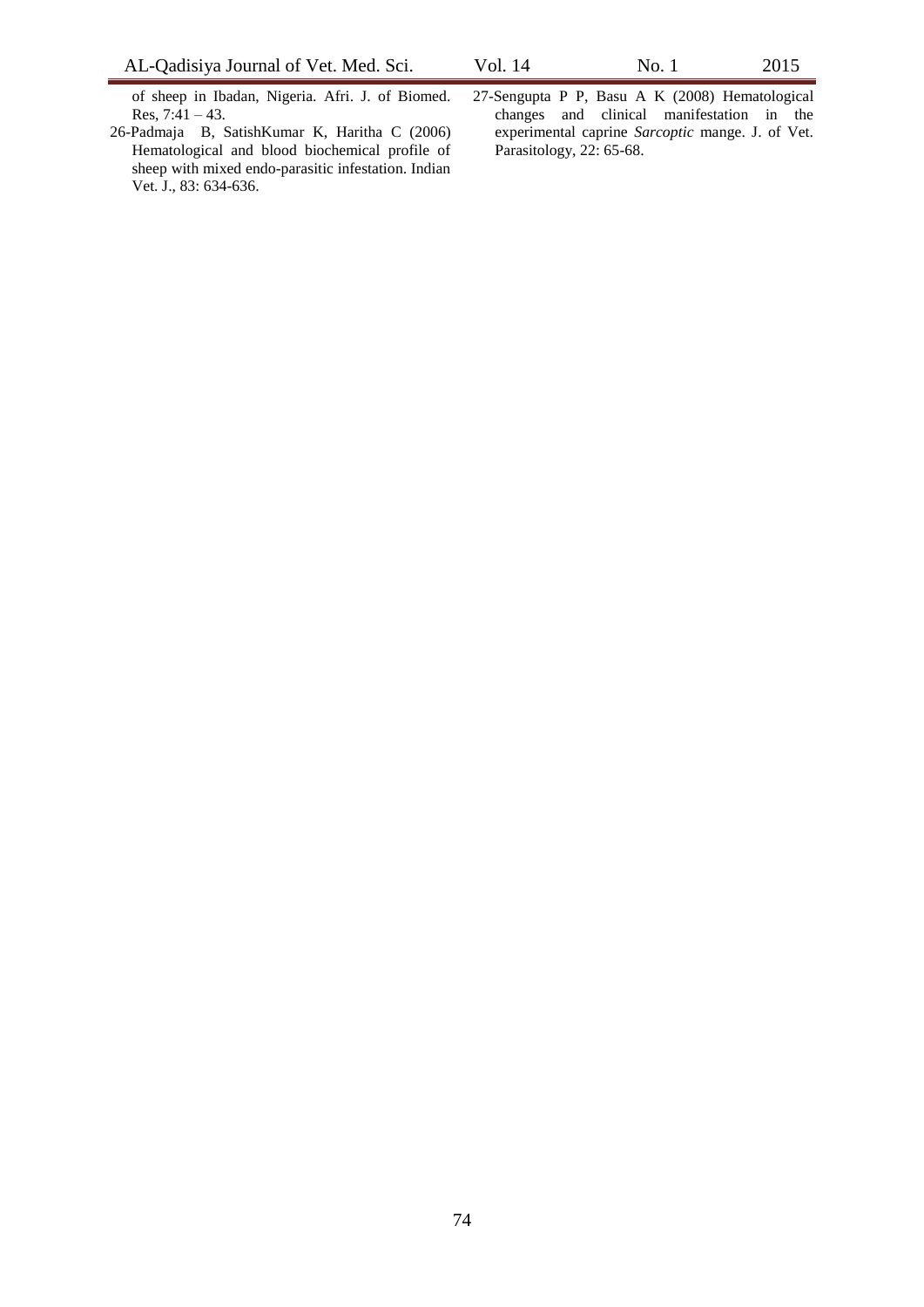of sheep in Ibadan, Nigeria. Afri. J. of Biomed. Res, 7:41 – 43.

26-Padmaja B, SatishKumar K, Haritha C (2006) Hematological and blood biochemical profile of sheep with mixed endo-parasitic infestation. Indian Vet. J., 83: 634-636.

27-Sengupta P P, Basu A K (2008) Hematological changes and clinical manifestation in the experimental caprine *Sarcoptic* mange. J. of Vet. Parasitology, 22: 65-68.